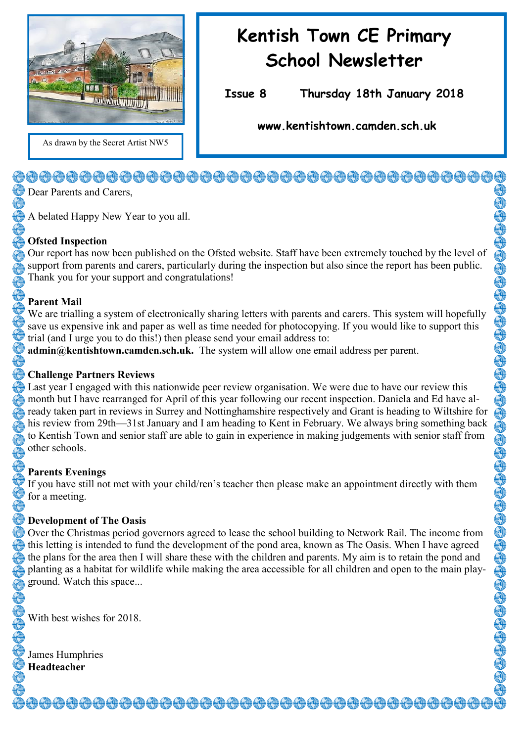As drawn by the Secret Artist NW5

# Kentish Town CE Primary School Newsletter

**Issue 8** **Thursday 18th January 2018**

**www.kentishtown.camden.sch.uk**

Dear Parents and Carers,

A belated Happy New Year to you all.

**Ofsted Inspection**

Our report has now been published on the Ofsted website. Staff have been extremely touched by the level of support from parents and carers, particularly during the inspection but also since the report has been public. Thank you for your support and congratulations!

**Parent Mail**

We are trialling a system of electronically sharing letters with parents and carers. This system will hopefully save us expensive ink and paper as well as time needed for photocopying. If you would like to support this trial (and I urge you to do this!) then please send your email address to:
**admin@kentishtown.camden.sch.uk.** The system will allow one email address per parent.

**Challenge Partners Reviews**

Last year I engaged with this nationwide peer review organisation. We were due to have our review this month but I have rearranged for April of this year following our recent inspection. Daniela and Ed have already taken part in reviews in Surrey and Nottinghamshire respectively and Grant is heading to Wiltshire for his review from 29th—31st January and I am heading to Kent in February. We always bring something back to Kentish Town and senior staff are able to gain in experience in making judgements with senior staff from other schools.

**Parents Evenings**

If you have still not met with your child/ren's teacher then please make an appointment directly with them for a meeting.

**Development of The Oasis**

Over the Christmas period governors agreed to lease the school building to Network Rail. The income from this letting is intended to fund the development of the pond area, known as The Oasis. When I have agreed the plans for the area then I will share these with the children and parents. My aim is to retain the pond and planting as a habitat for wildlife while making the area accessible for all children and open to the main playground. Watch this space...

With best wishes for 2018.

James Humphries
**Headteacher**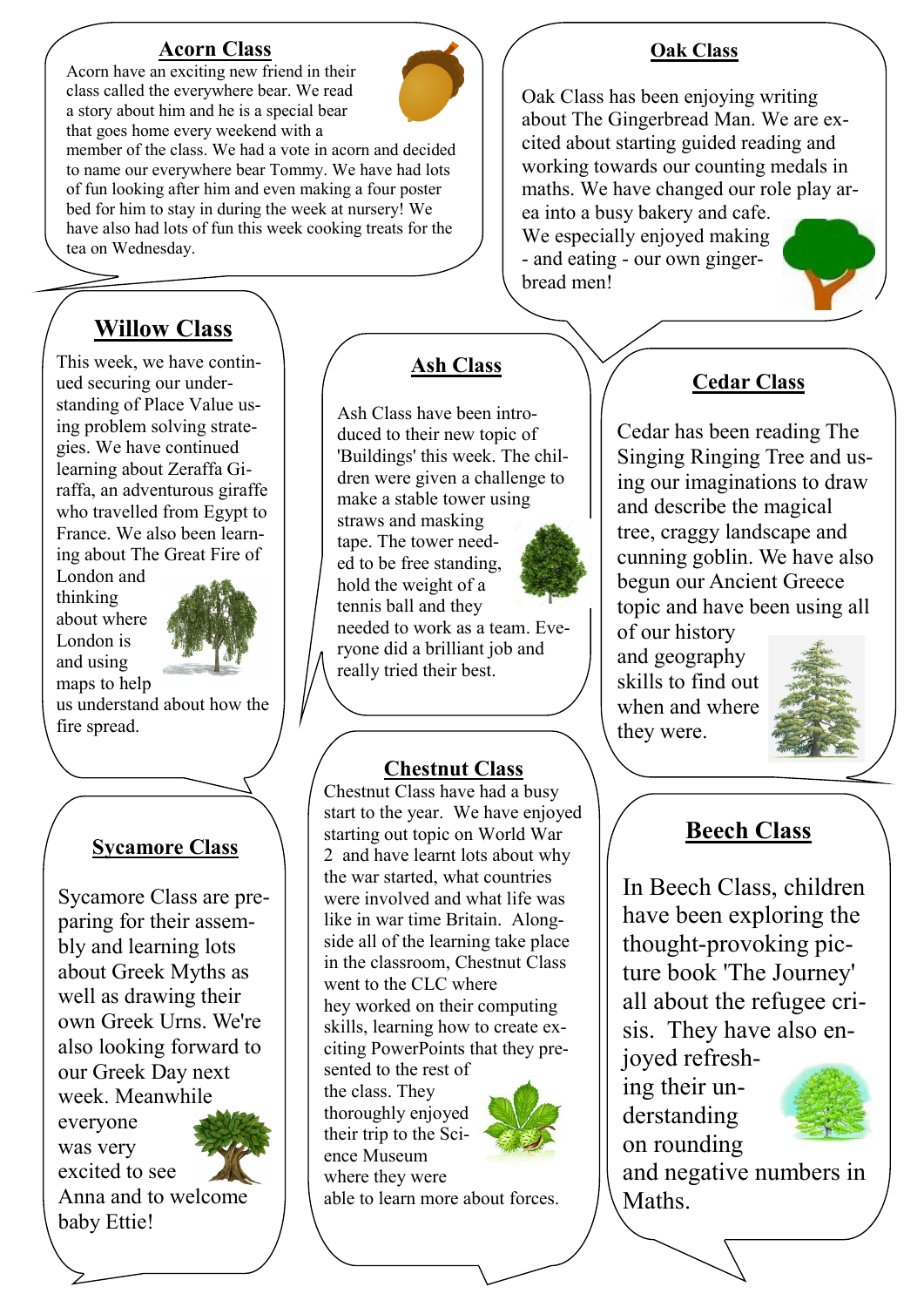## Acorn Class

Acorn have an exciting new friend in their class called the everywhere bear. We read a story about him and he is a special bear that goes home every weekend with a member of the class. We had a vote in acorn and decided to name our everywhere bear Tommy. We have had lots of fun looking after him and even making a four poster bed for him to stay in during the week at nursery! We have also had lots of fun this week cooking treats for the tea on Wednesday.

## Oak Class

Oak Class has been enjoying writing about The Gingerbread Man. We are excited about starting guided reading and working towards our counting medals in maths. We have changed our role play area into a busy bakery and cafe. We especially enjoyed making - and eating - our own gingerbread men!

## Willow Class

This week, we have continued securing our understanding of Place Value using problem solving strategies. We have continued learning about Zeraffa Giraffa, an adventurous giraffe who travelled from Egypt to France. We also been learning about The Great Fire of London and thinking about where London is and using maps to help us understand about how the fire spread.

## Ash Class

Ash Class have been introduced to their new topic of 'Buildings' this week. The children were given a challenge to make a stable tower using straws and masking tape. The tower needed to be free standing, hold the weight of a tennis ball and they needed to work as a team. Everyone did a brilliant job and really tried their best.

## Cedar Class

Cedar has been reading The Singing Ringing Tree and using our imaginations to draw and describe the magical tree, craggy landscape and cunning goblin. We have also begun our Ancient Greece topic and have been using all of our history and geography skills to find out when and where they were.

## Sycamore Class

Sycamore Class are preparing for their assembly and learning lots about Greek Myths as well as drawing their own Greek Urns. We're also looking forward to our Greek Day next week. Meanwhile everyone was very excited to see Anna and to welcome baby Ettie!

## Chestnut Class

Chestnut Class have had a busy start to the year. We have enjoyed starting out topic on World War 2 and have learnt lots about why the war started, what countries were involved and what life was like in war time Britain. Alongside all of the learning take place in the classroom, Chestnut Class went to the CLC where hey worked on their computing skills, learning how to create exciting PowerPoints that they presented to the rest of the class. They thoroughly enjoyed their trip to the Science Museum where they were able to learn more about forces.

## Beech Class

In Beech Class, children have been exploring the thought-provoking picture book 'The Journey' all about the refugee crisis. They have also enjoyed refreshing their understanding on rounding and negative numbers in Maths.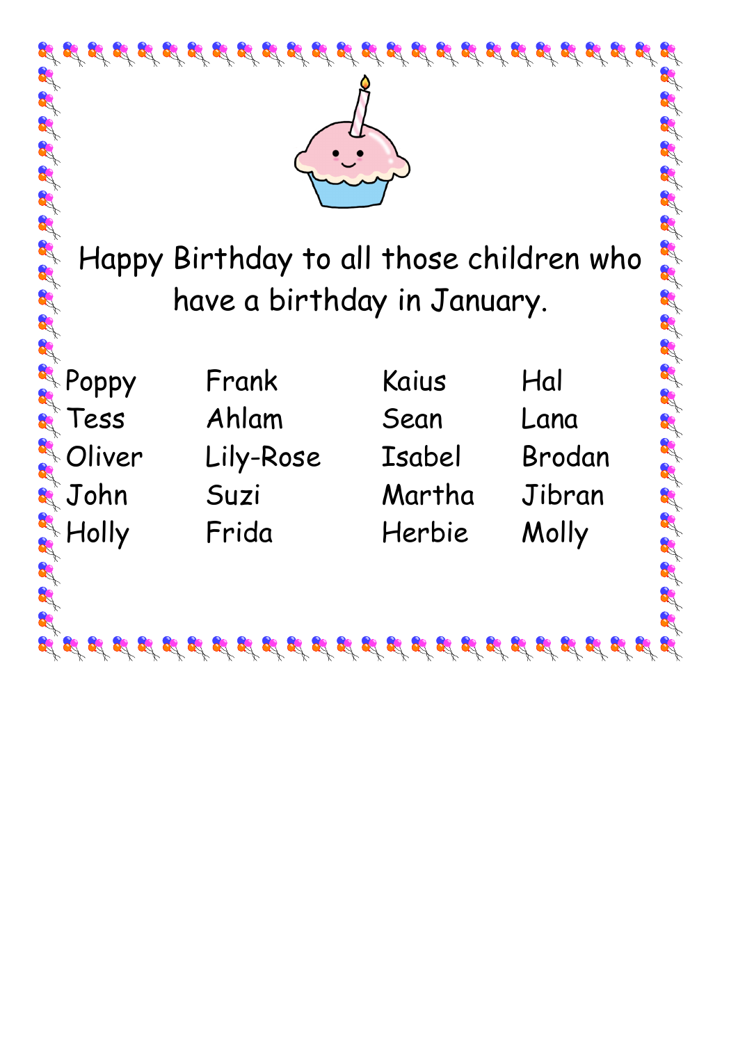Happy Birthday to all those children who have a birthday in January.

| Poppy | Frank | Kaius | Hal |
|---|---|---|---|
| Tess | Ahlam | Sean | Lana |
| Oliver | Lily-Rose | Isabel | Brodan |
| John | Suzi | Martha | Jibran |
| Holly | Frida | Herbie | Molly |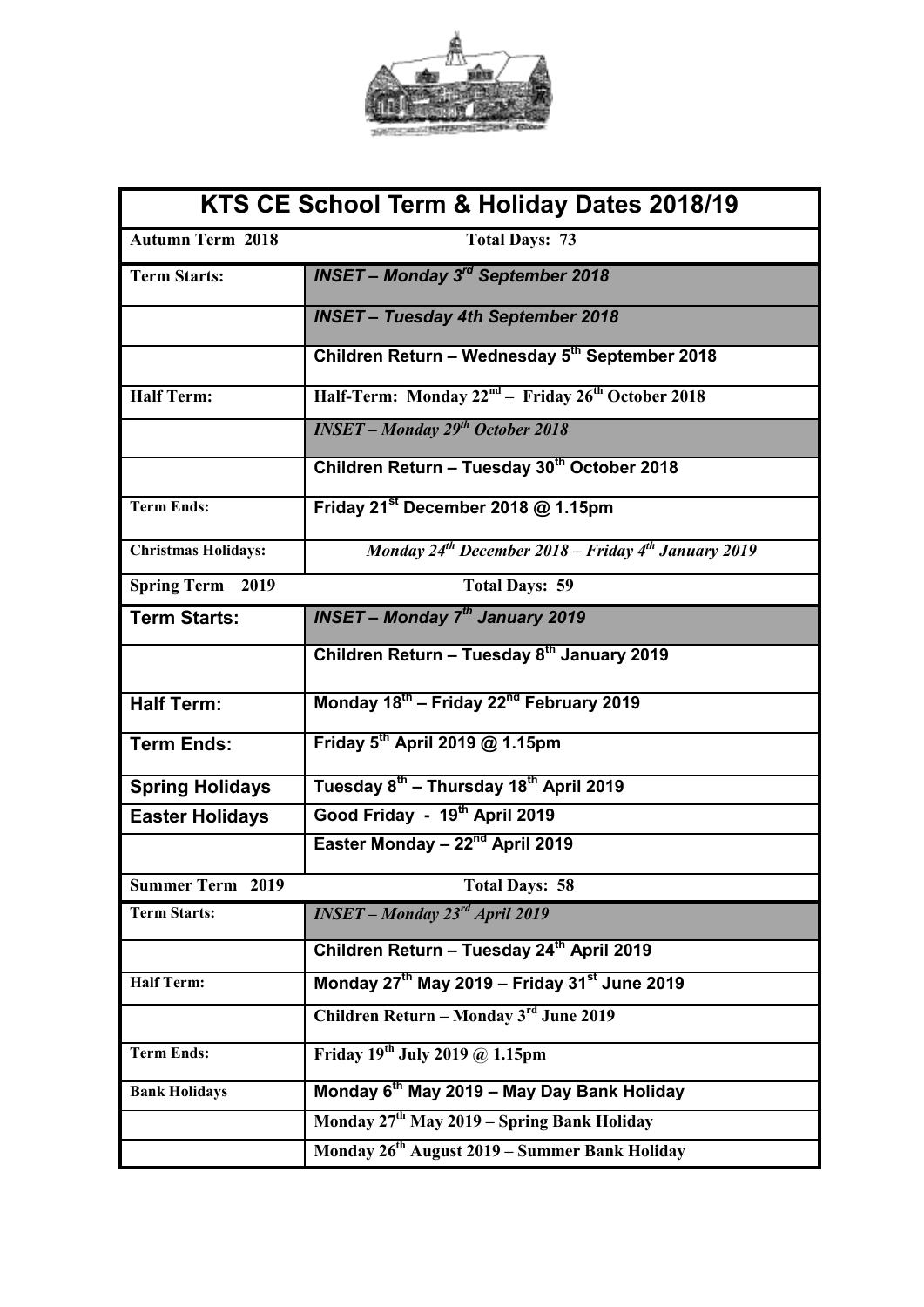| KTS CE School Term & Holiday Dates 2018/19 | |
|---|---|
| **Autumn Term 2018** | **Total Days: 73** |
| **Term Starts:** | ***INSET – Monday 3rd September 2018*** |
| | ***INSET – Tuesday 4th September 2018*** |
| | **Children Return – Wednesday 5th September 2018** |
| **Half Term:** | **Half-Term: Monday 22nd – Friday 26th October 2018** |
| | ***INSET – Monday 29th October 2018*** |
| | **Children Return – Tuesday 30th October 2018** |
| **Term Ends:** | **Friday 21st December 2018 @ 1.15pm** |
| **Christmas Holidays:** | *Monday 24th December 2018 – Friday 4th January 2019* |
| **Spring Term 2019** | **Total Days: 59** |
| **Term Starts:** | ***INSET – Monday 7th January 2019*** |
| | **Children Return – Tuesday 8th January 2019** |
| **Half Term:** | **Monday 18th – Friday 22nd February 2019** |
| **Term Ends:** | **Friday 5th April 2019 @ 1.15pm** |
| **Spring Holidays** | **Tuesday 8th – Thursday 18th April 2019** |
| **Easter Holidays** | **Good Friday - 19th April 2019** |
| | **Easter Monday – 22nd April 2019** |
| **Summer Term 2019** | **Total Days: 58** |
| **Term Starts:** | ***INSET – Monday 23rd April 2019*** |
| | **Children Return – Tuesday 24th April 2019** |
| **Half Term:** | **Monday 27th May 2019 – Friday 31st June 2019** |
| | **Children Return – Monday 3rd June 2019** |
| **Term Ends:** | **Friday 19th July 2019 @ 1.15pm** |
| **Bank Holidays** | **Monday 6th May 2019 – May Day Bank Holiday** |
| | **Monday 27th May 2019 – Spring Bank Holiday** |
| | **Monday 26th August 2019 – Summer Bank Holiday** |